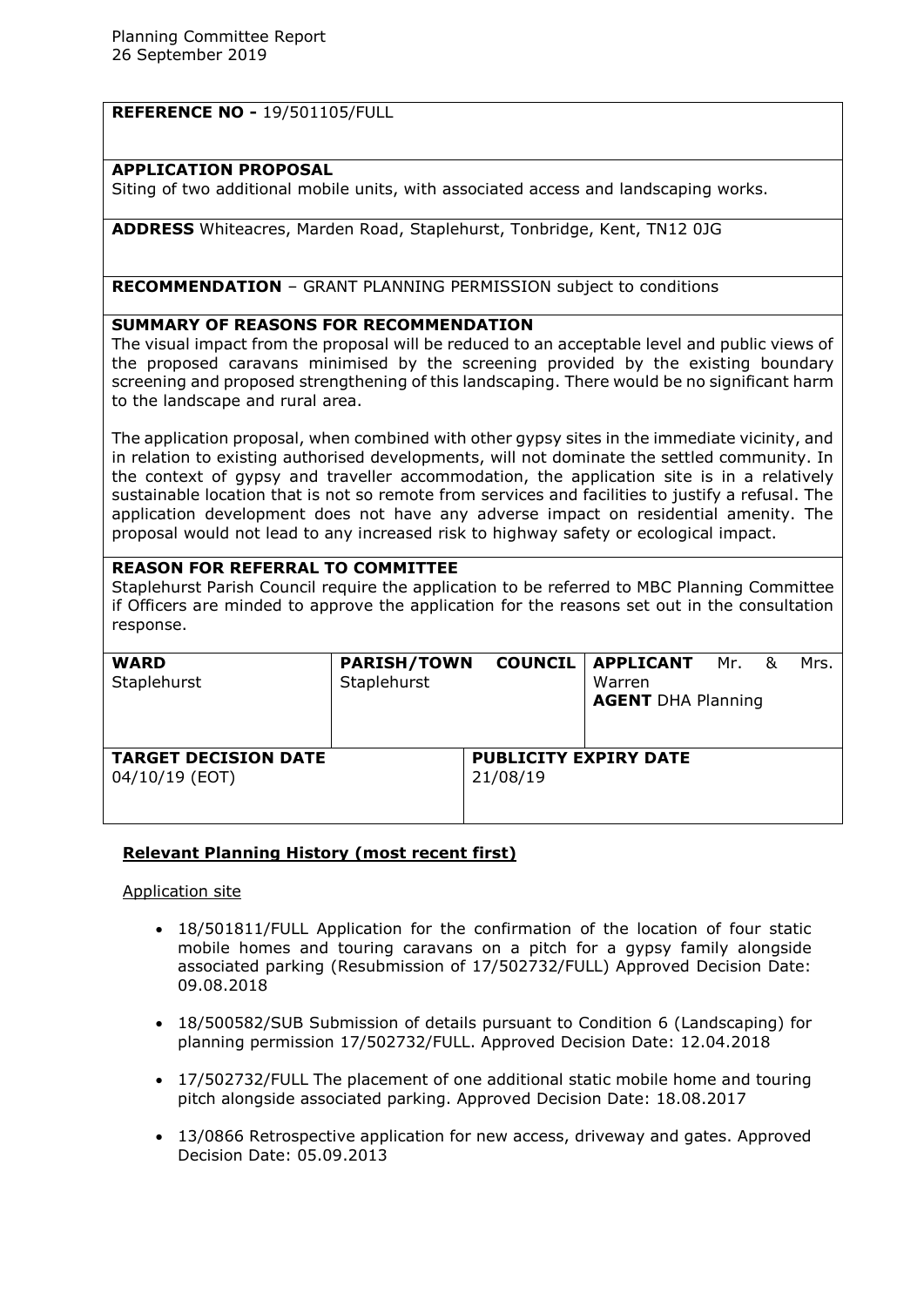Planning Committee Report
26 September 2019

**REFERENCE NO -** 19/501105/FULL

**APPLICATION PROPOSAL**
Siting of two additional mobile units, with associated access and landscaping works.

**ADDRESS** Whiteacres, Marden Road, Staplehurst, Tonbridge, Kent, TN12 0JG

**RECOMMENDATION** – GRANT PLANNING PERMISSION subject to conditions

**SUMMARY OF REASONS FOR RECOMMENDATION**
The visual impact from the proposal will be reduced to an acceptable level and public views of the proposed caravans minimised by the screening provided by the existing boundary screening and proposed strengthening of this landscaping. There would be no significant harm to the landscape and rural area.

The application proposal, when combined with other gypsy sites in the immediate vicinity, and in relation to existing authorised developments, will not dominate the settled community. In the context of gypsy and traveller accommodation, the application site is in a relatively sustainable location that is not so remote from services and facilities to justify a refusal. The application development does not have any adverse impact on residential amenity. The proposal would not lead to any increased risk to highway safety or ecological impact.

**REASON FOR REFERRAL TO COMMITTEE**
Staplehurst Parish Council require the application to be referred to MBC Planning Committee if Officers are minded to approve the application for the reasons set out in the consultation response.

| **WARD** Staplehurst | **PARISH/TOWN COUNCIL** Staplehurst | **APPLICANT** Mr. & Mrs. Warren<br>**AGENT** DHA Planning |
|---|---|---|
| **TARGET DECISION DATE** 04/10/19 (EOT) | **PUBLICITY EXPIRY DATE** 21/08/19 | |

## Relevant Planning History (most recent first)

Application site

- 18/501811/FULL Application for the confirmation of the location of four static mobile homes and touring caravans on a pitch for a gypsy family alongside associated parking (Resubmission of 17/502732/FULL) Approved Decision Date: 09.08.2018
- 18/500582/SUB Submission of details pursuant to Condition 6 (Landscaping) for planning permission 17/502732/FULL. Approved Decision Date: 12.04.2018
- 17/502732/FULL The placement of one additional static mobile home and touring pitch alongside associated parking. Approved Decision Date: 18.08.2017
- 13/0866 Retrospective application for new access, driveway and gates. Approved Decision Date: 05.09.2013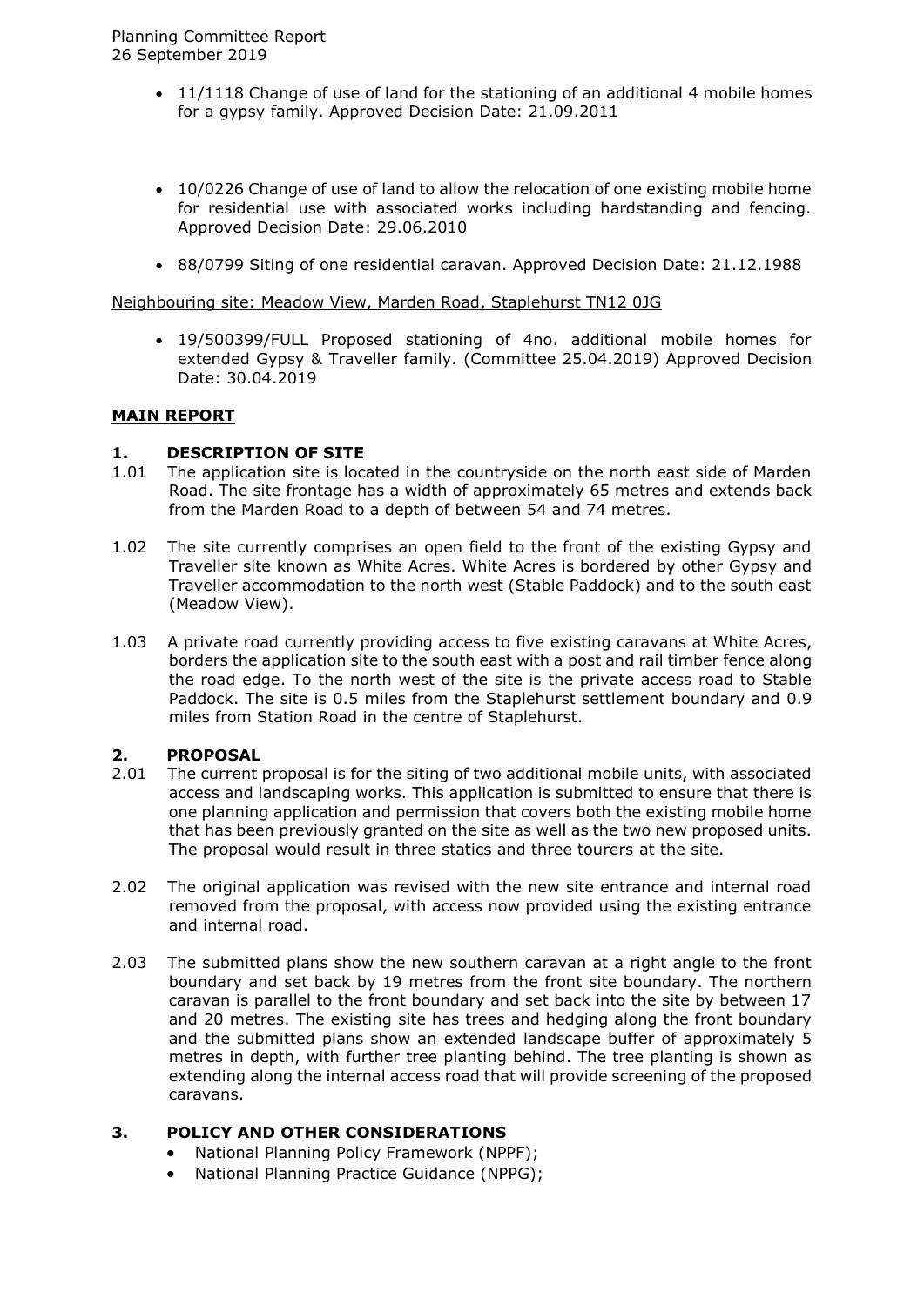- 11/1118 Change of use of land for the stationing of an additional 4 mobile homes for a gypsy family. Approved Decision Date: 21.09.2011

- 10/0226 Change of use of land to allow the relocation of one existing mobile home for residential use with associated works including hardstanding and fencing. Approved Decision Date: 29.06.2010

- 88/0799 Siting of one residential caravan. Approved Decision Date: 21.12.1988

<u>Neighbouring site: Meadow View, Marden Road, Staplehurst TN12 0JG</u>

- 19/500399/FULL Proposed stationing of 4no. additional mobile homes for extended Gypsy & Traveller family. (Committee 25.04.2019) Approved Decision Date: 30.04.2019

## **MAIN REPORT**

### 1. DESCRIPTION OF SITE

1.01 The application site is located in the countryside on the north east side of Marden Road. The site frontage has a width of approximately 65 metres and extends back from the Marden Road to a depth of between 54 and 74 metres.

1.02 The site currently comprises an open field to the front of the existing Gypsy and Traveller site known as White Acres. White Acres is bordered by other Gypsy and Traveller accommodation to the north west (Stable Paddock) and to the south east (Meadow View).

1.03 A private road currently providing access to five existing caravans at White Acres, borders the application site to the south east with a post and rail timber fence along the road edge. To the north west of the site is the private access road to Stable Paddock. The site is 0.5 miles from the Staplehurst settlement boundary and 0.9 miles from Station Road in the centre of Staplehurst.

### 2. PROPOSAL

2.01 The current proposal is for the siting of two additional mobile units, with associated access and landscaping works. This application is submitted to ensure that there is one planning application and permission that covers both the existing mobile home that has been previously granted on the site as well as the two new proposed units. The proposal would result in three statics and three tourers at the site.

2.02 The original application was revised with the new site entrance and internal road removed from the proposal, with access now provided using the existing entrance and internal road.

2.03 The submitted plans show the new southern caravan at a right angle to the front boundary and set back by 19 metres from the front site boundary. The northern caravan is parallel to the front boundary and set back into the site by between 17 and 20 metres. The existing site has trees and hedging along the front boundary and the submitted plans show an extended landscape buffer of approximately 5 metres in depth, with further tree planting behind. The tree planting is shown as extending along the internal access road that will provide screening of the proposed caravans.

### 3. POLICY AND OTHER CONSIDERATIONS

- National Planning Policy Framework (NPPF);
- National Planning Practice Guidance (NPPG);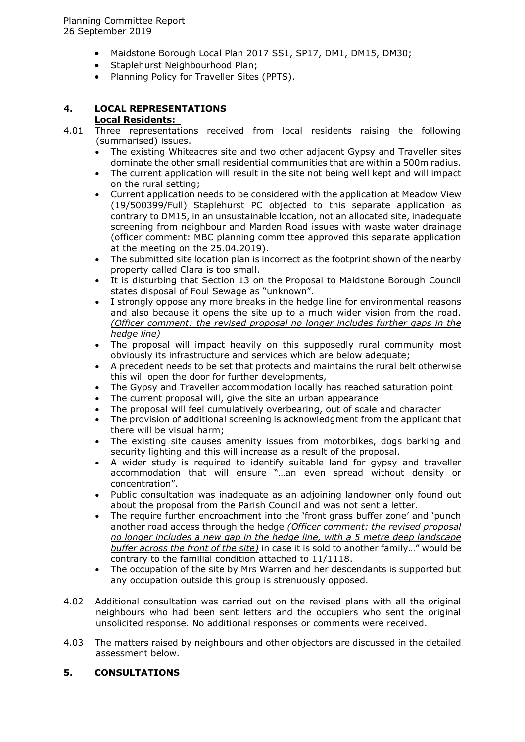- Maidstone Borough Local Plan 2017 SS1, SP17, DM1, DM15, DM30;
- Staplehurst Neighbourhood Plan;
- Planning Policy for Traveller Sites (PPTS).

## 4. LOCAL REPRESENTATIONS

**Local Residents:**

4.01 Three representations received from local residents raising the following (summarised) issues.

- The existing Whiteacres site and two other adjacent Gypsy and Traveller sites dominate the other small residential communities that are within a 500m radius.
- The current application will result in the site not being well kept and will impact on the rural setting;
- Current application needs to be considered with the application at Meadow View (19/500399/Full) Staplehurst PC objected to this separate application as contrary to DM15, in an unsustainable location, not an allocated site, inadequate screening from neighbour and Marden Road issues with waste water drainage (officer comment: MBC planning committee approved this separate application at the meeting on the 25.04.2019).
- The submitted site location plan is incorrect as the footprint shown of the nearby property called Clara is too small.
- It is disturbing that Section 13 on the Proposal to Maidstone Borough Council states disposal of Foul Sewage as "unknown".
- I strongly oppose any more breaks in the hedge line for environmental reasons and also because it opens the site up to a much wider vision from the road. *(Officer comment: the revised proposal no longer includes further gaps in the hedge line)*
- The proposal will impact heavily on this supposedly rural community most obviously its infrastructure and services which are below adequate;
- A precedent needs to be set that protects and maintains the rural belt otherwise this will open the door for further developments,
- The Gypsy and Traveller accommodation locally has reached saturation point
- The current proposal will, give the site an urban appearance
- The proposal will feel cumulatively overbearing, out of scale and character
- The provision of additional screening is acknowledgment from the applicant that there will be visual harm;
- The existing site causes amenity issues from motorbikes, dogs barking and security lighting and this will increase as a result of the proposal.
- A wider study is required to identify suitable land for gypsy and traveller accommodation that will ensure "…an even spread without density or concentration".
- Public consultation was inadequate as an adjoining landowner only found out about the proposal from the Parish Council and was not sent a letter.
- The require further encroachment into the 'front grass buffer zone' and 'punch another road access through the hedge *(Officer comment: the revised proposal no longer includes a new gap in the hedge line, with a 5 metre deep landscape buffer across the front of the site)* in case it is sold to another family…" would be contrary to the familial condition attached to 11/1118.
- The occupation of the site by Mrs Warren and her descendants is supported but any occupation outside this group is strenuously opposed.

4.02 Additional consultation was carried out on the revised plans with all the original neighbours who had been sent letters and the occupiers who sent the original unsolicited response. No additional responses or comments were received.

4.03 The matters raised by neighbours and other objectors are discussed in the detailed assessment below.

## 5. CONSULTATIONS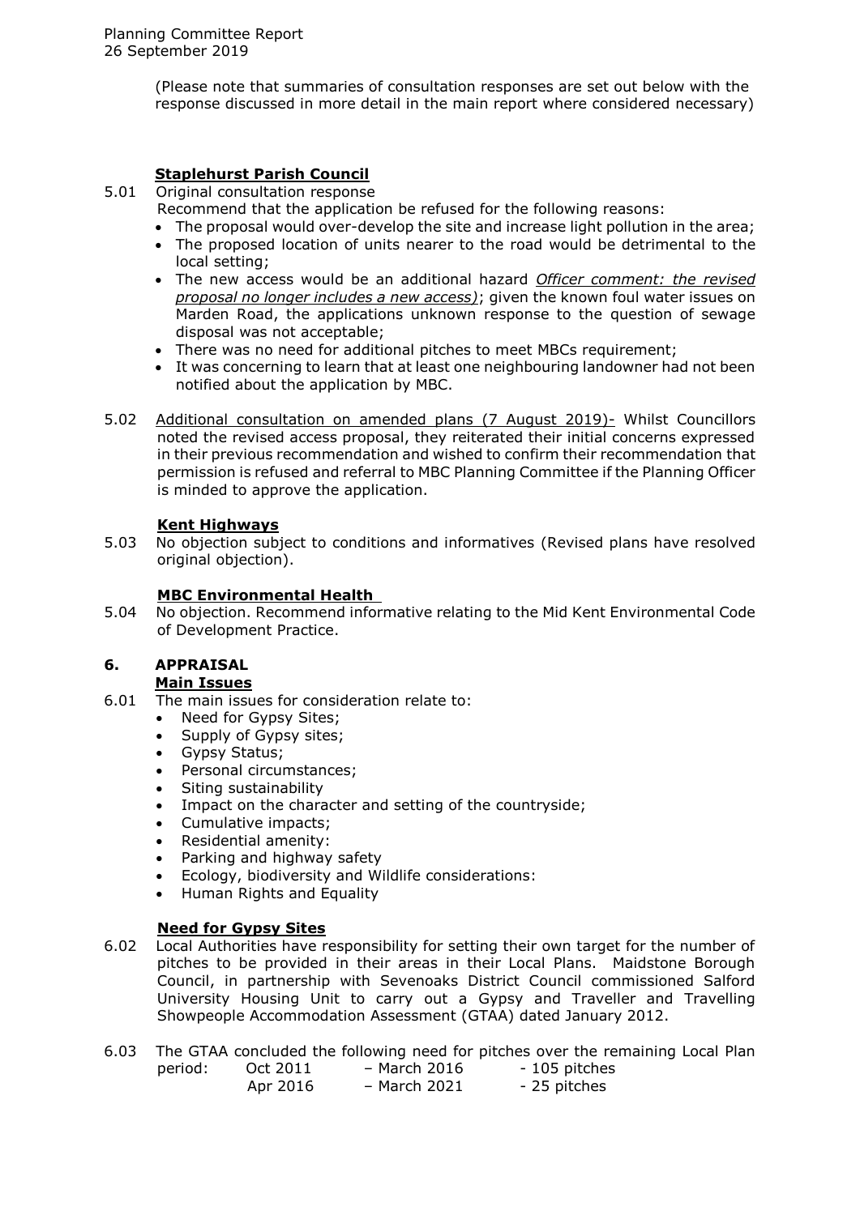(Please note that summaries of consultation responses are set out below with the response discussed in more detail in the main report where considered necessary)

**Staplehurst Parish Council**

5.01 Original consultation response

Recommend that the application be refused for the following reasons:

- The proposal would over-develop the site and increase light pollution in the area;
- The proposed location of units nearer to the road would be detrimental to the local setting;
- The new access would be an additional hazard *Officer comment: the revised proposal no longer includes a new access)*; given the known foul water issues on Marden Road, the applications unknown response to the question of sewage disposal was not acceptable;
- There was no need for additional pitches to meet MBCs requirement;
- It was concerning to learn that at least one neighbouring landowner had not been notified about the application by MBC.

5.02 Additional consultation on amended plans (7 August 2019)- Whilst Councillors noted the revised access proposal, they reiterated their initial concerns expressed in their previous recommendation and wished to confirm their recommendation that permission is refused and referral to MBC Planning Committee if the Planning Officer is minded to approve the application.

**Kent Highways**

5.03 No objection subject to conditions and informatives (Revised plans have resolved original objection).

**MBC Environmental Health**

5.04 No objection. Recommend informative relating to the Mid Kent Environmental Code of Development Practice.

## 6. APPRAISAL

**Main Issues**

6.01 The main issues for consideration relate to:

- Need for Gypsy Sites;
- Supply of Gypsy sites;
- Gypsy Status;
- Personal circumstances;
- Siting sustainability
- Impact on the character and setting of the countryside;
- Cumulative impacts;
- Residential amenity:
- Parking and highway safety
- Ecology, biodiversity and Wildlife considerations:
- Human Rights and Equality

**Need for Gypsy Sites**

6.02 Local Authorities have responsibility for setting their own target for the number of pitches to be provided in their areas in their Local Plans. Maidstone Borough Council, in partnership with Sevenoaks District Council commissioned Salford University Housing Unit to carry out a Gypsy and Traveller and Travelling Showpeople Accommodation Assessment (GTAA) dated January 2012.

6.03 The GTAA concluded the following need for pitches over the remaining Local Plan period:

| | | |
|---|---|---|
| Oct 2011 | – March 2016 | - 105 pitches |
| Apr 2016 | – March 2021 | - 25 pitches |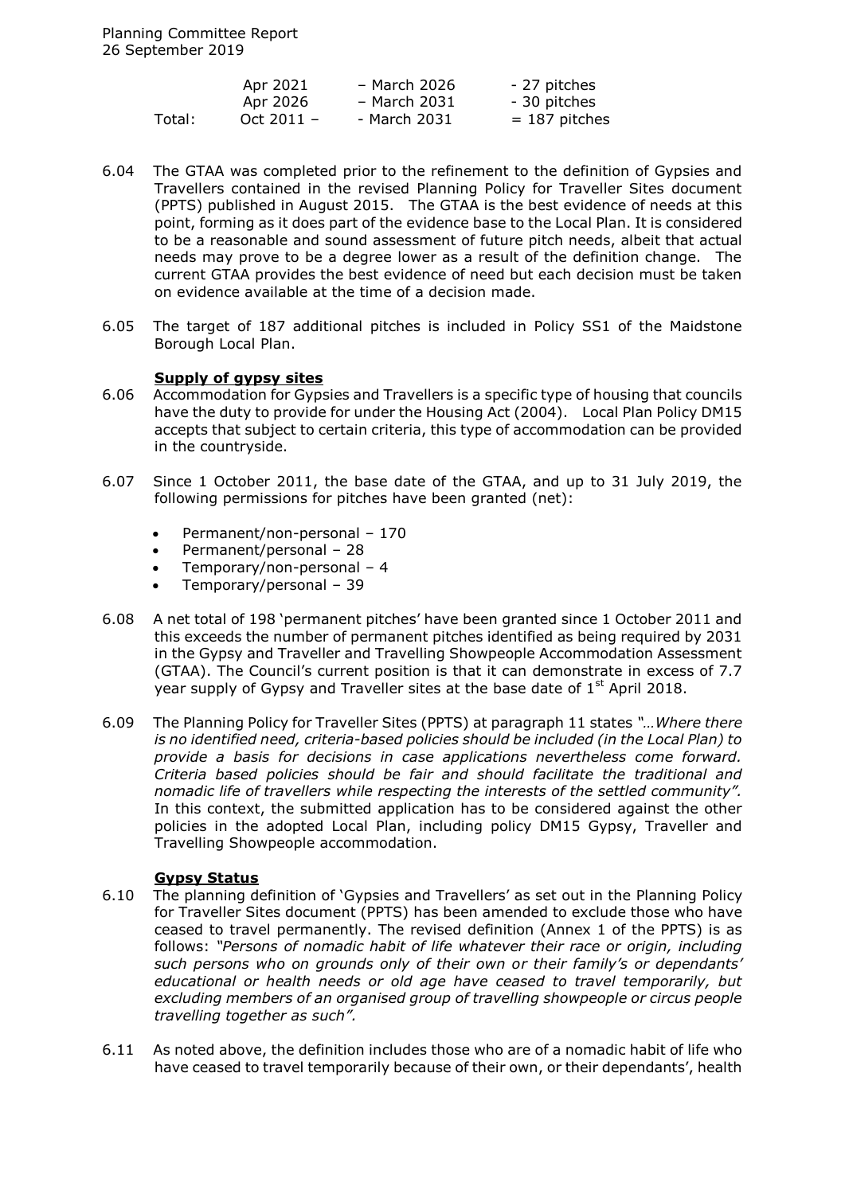| | | | |
|---|---|---|---|
| | Apr 2021 | – March 2026 | - 27 pitches |
| | Apr 2026 | – March 2031 | - 30 pitches |
| Total: | Oct 2011 – | - March 2031 | = 187 pitches |

6.04 The GTAA was completed prior to the refinement to the definition of Gypsies and Travellers contained in the revised Planning Policy for Traveller Sites document (PPTS) published in August 2015. The GTAA is the best evidence of needs at this point, forming as it does part of the evidence base to the Local Plan. It is considered to be a reasonable and sound assessment of future pitch needs, albeit that actual needs may prove to be a degree lower as a result of the definition change. The current GTAA provides the best evidence of need but each decision must be taken on evidence available at the time of a decision made.

6.05 The target of 187 additional pitches is included in Policy SS1 of the Maidstone Borough Local Plan.

**Supply of gypsy sites**

6.06 Accommodation for Gypsies and Travellers is a specific type of housing that councils have the duty to provide for under the Housing Act (2004). Local Plan Policy DM15 accepts that subject to certain criteria, this type of accommodation can be provided in the countryside.

6.07 Since 1 October 2011, the base date of the GTAA, and up to 31 July 2019, the following permissions for pitches have been granted (net):

- Permanent/non-personal – 170
- Permanent/personal – 28
- Temporary/non-personal – 4
- Temporary/personal – 39

6.08 A net total of 198 'permanent pitches' have been granted since 1 October 2011 and this exceeds the number of permanent pitches identified as being required by 2031 in the Gypsy and Traveller and Travelling Showpeople Accommodation Assessment (GTAA). The Council's current position is that it can demonstrate in excess of 7.7 year supply of Gypsy and Traveller sites at the base date of 1st April 2018.

6.09 The Planning Policy for Traveller Sites (PPTS) at paragraph 11 states *"…Where there is no identified need, criteria-based policies should be included (in the Local Plan) to provide a basis for decisions in case applications nevertheless come forward. Criteria based policies should be fair and should facilitate the traditional and nomadic life of travellers while respecting the interests of the settled community".* In this context, the submitted application has to be considered against the other policies in the adopted Local Plan, including policy DM15 Gypsy, Traveller and Travelling Showpeople accommodation.

**Gypsy Status**

6.10 The planning definition of 'Gypsies and Travellers' as set out in the Planning Policy for Traveller Sites document (PPTS) has been amended to exclude those who have ceased to travel permanently. The revised definition (Annex 1 of the PPTS) is as follows: *"Persons of nomadic habit of life whatever their race or origin, including such persons who on grounds only of their own or their family's or dependants' educational or health needs or old age have ceased to travel temporarily, but excluding members of an organised group of travelling showpeople or circus people travelling together as such".*

6.11 As noted above, the definition includes those who are of a nomadic habit of life who have ceased to travel temporarily because of their own, or their dependants', health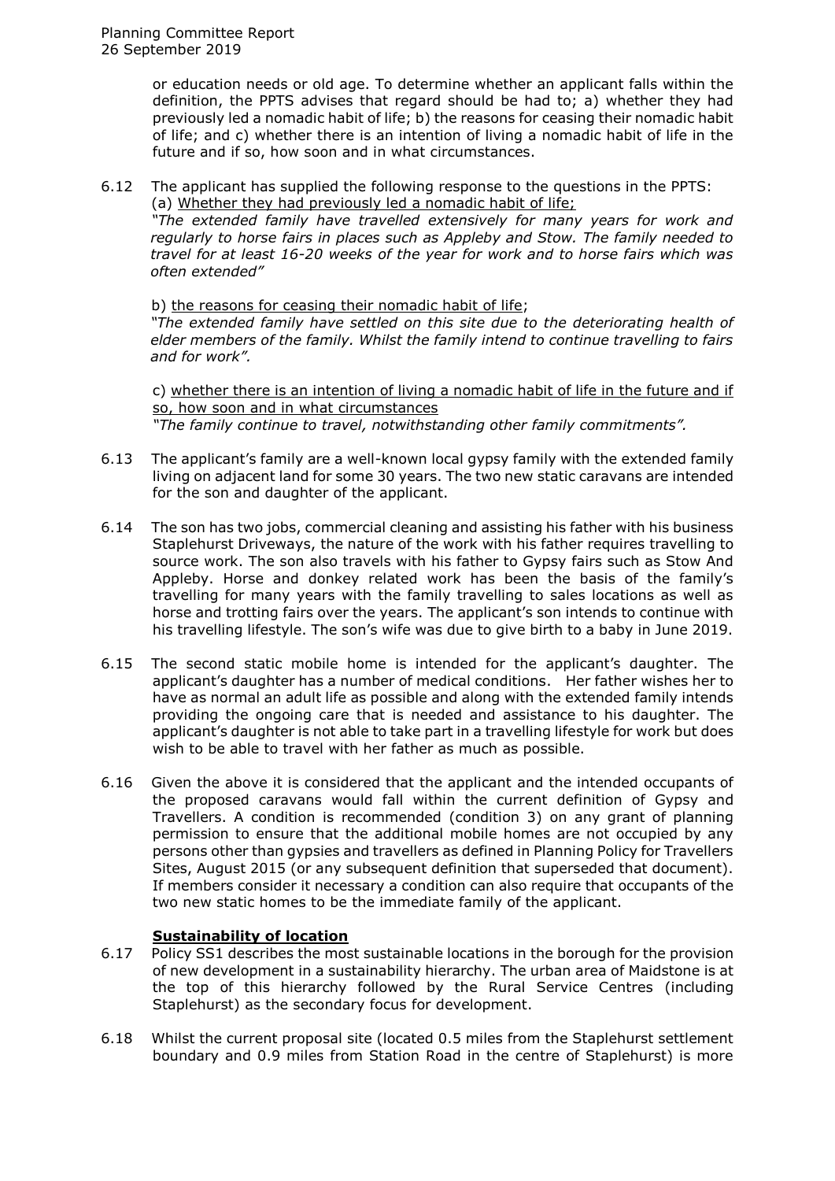or education needs or old age. To determine whether an applicant falls within the definition, the PPTS advises that regard should be had to; a) whether they had previously led a nomadic habit of life; b) the reasons for ceasing their nomadic habit of life; and c) whether there is an intention of living a nomadic habit of life in the future and if so, how soon and in what circumstances.

6.12 The applicant has supplied the following response to the questions in the PPTS:

(a) <u>Whether they had previously led a nomadic habit of life;</u>

*"The extended family have travelled extensively for many years for work and regularly to horse fairs in places such as Appleby and Stow. The family needed to travel for at least 16-20 weeks of the year for work and to horse fairs which was often extended"*

b) <u>the reasons for ceasing their nomadic habit of life</u>;

*"The extended family have settled on this site due to the deteriorating health of elder members of the family. Whilst the family intend to continue travelling to fairs and for work".*

c) <u>whether there is an intention of living a nomadic habit of life in the future and if so, how soon and in what circumstances</u>

*"The family continue to travel, notwithstanding other family commitments".*

6.13 The applicant's family are a well-known local gypsy family with the extended family living on adjacent land for some 30 years. The two new static caravans are intended for the son and daughter of the applicant.

6.14 The son has two jobs, commercial cleaning and assisting his father with his business Staplehurst Driveways, the nature of the work with his father requires travelling to source work. The son also travels with his father to Gypsy fairs such as Stow And Appleby. Horse and donkey related work has been the basis of the family's travelling for many years with the family travelling to sales locations as well as horse and trotting fairs over the years. The applicant's son intends to continue with his travelling lifestyle. The son's wife was due to give birth to a baby in June 2019.

6.15 The second static mobile home is intended for the applicant's daughter. The applicant's daughter has a number of medical conditions. Her father wishes her to have as normal an adult life as possible and along with the extended family intends providing the ongoing care that is needed and assistance to his daughter. The applicant's daughter is not able to take part in a travelling lifestyle for work but does wish to be able to travel with her father as much as possible.

6.16 Given the above it is considered that the applicant and the intended occupants of the proposed caravans would fall within the current definition of Gypsy and Travellers. A condition is recommended (condition 3) on any grant of planning permission to ensure that the additional mobile homes are not occupied by any persons other than gypsies and travellers as defined in Planning Policy for Travellers Sites, August 2015 (or any subsequent definition that superseded that document). If members consider it necessary a condition can also require that occupants of the two new static homes to be the immediate family of the applicant.

### <u>Sustainability of location</u>

6.17 Policy SS1 describes the most sustainable locations in the borough for the provision of new development in a sustainability hierarchy. The urban area of Maidstone is at the top of this hierarchy followed by the Rural Service Centres (including Staplehurst) as the secondary focus for development.

6.18 Whilst the current proposal site (located 0.5 miles from the Staplehurst settlement boundary and 0.9 miles from Station Road in the centre of Staplehurst) is more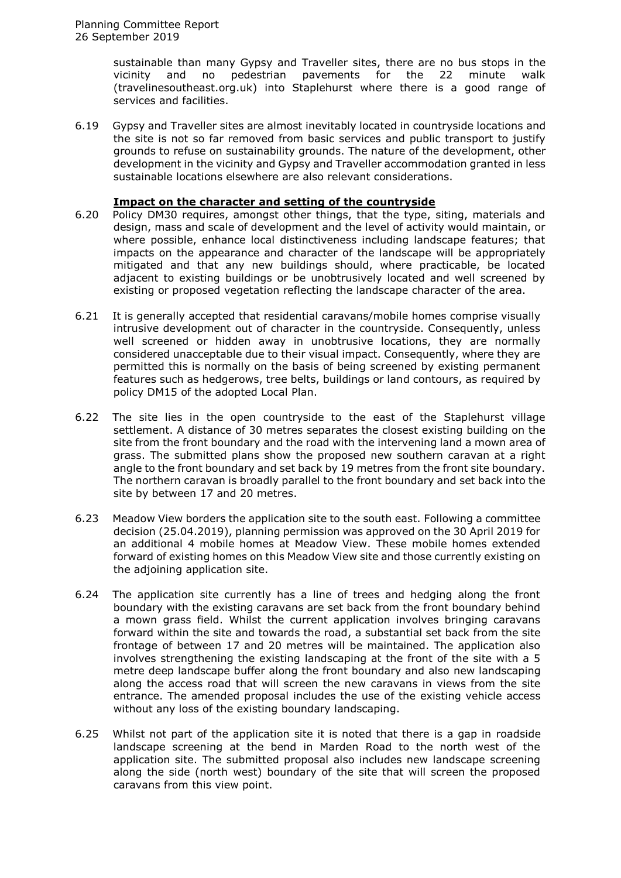sustainable than many Gypsy and Traveller sites, there are no bus stops in the vicinity and no pedestrian pavements for the 22 minute walk (travelinesoutheast.org.uk) into Staplehurst where there is a good range of services and facilities.

6.19 Gypsy and Traveller sites are almost inevitably located in countryside locations and the site is not so far removed from basic services and public transport to justify grounds to refuse on sustainability grounds. The nature of the development, other development in the vicinity and Gypsy and Traveller accommodation granted in less sustainable locations elsewhere are also relevant considerations.

**Impact on the character and setting of the countryside**

6.20 Policy DM30 requires, amongst other things, that the type, siting, materials and design, mass and scale of development and the level of activity would maintain, or where possible, enhance local distinctiveness including landscape features; that impacts on the appearance and character of the landscape will be appropriately mitigated and that any new buildings should, where practicable, be located adjacent to existing buildings or be unobtrusively located and well screened by existing or proposed vegetation reflecting the landscape character of the area.

6.21 It is generally accepted that residential caravans/mobile homes comprise visually intrusive development out of character in the countryside. Consequently, unless well screened or hidden away in unobtrusive locations, they are normally considered unacceptable due to their visual impact. Consequently, where they are permitted this is normally on the basis of being screened by existing permanent features such as hedgerows, tree belts, buildings or land contours, as required by policy DM15 of the adopted Local Plan.

6.22 The site lies in the open countryside to the east of the Staplehurst village settlement. A distance of 30 metres separates the closest existing building on the site from the front boundary and the road with the intervening land a mown area of grass. The submitted plans show the proposed new southern caravan at a right angle to the front boundary and set back by 19 metres from the front site boundary. The northern caravan is broadly parallel to the front boundary and set back into the site by between 17 and 20 metres.

6.23 Meadow View borders the application site to the south east. Following a committee decision (25.04.2019), planning permission was approved on the 30 April 2019 for an additional 4 mobile homes at Meadow View. These mobile homes extended forward of existing homes on this Meadow View site and those currently existing on the adjoining application site.

6.24 The application site currently has a line of trees and hedging along the front boundary with the existing caravans are set back from the front boundary behind a mown grass field. Whilst the current application involves bringing caravans forward within the site and towards the road, a substantial set back from the site frontage of between 17 and 20 metres will be maintained. The application also involves strengthening the existing landscaping at the front of the site with a 5 metre deep landscape buffer along the front boundary and also new landscaping along the access road that will screen the new caravans in views from the site entrance. The amended proposal includes the use of the existing vehicle access without any loss of the existing boundary landscaping.

6.25 Whilst not part of the application site it is noted that there is a gap in roadside landscape screening at the bend in Marden Road to the north west of the application site. The submitted proposal also includes new landscape screening along the side (north west) boundary of the site that will screen the proposed caravans from this view point.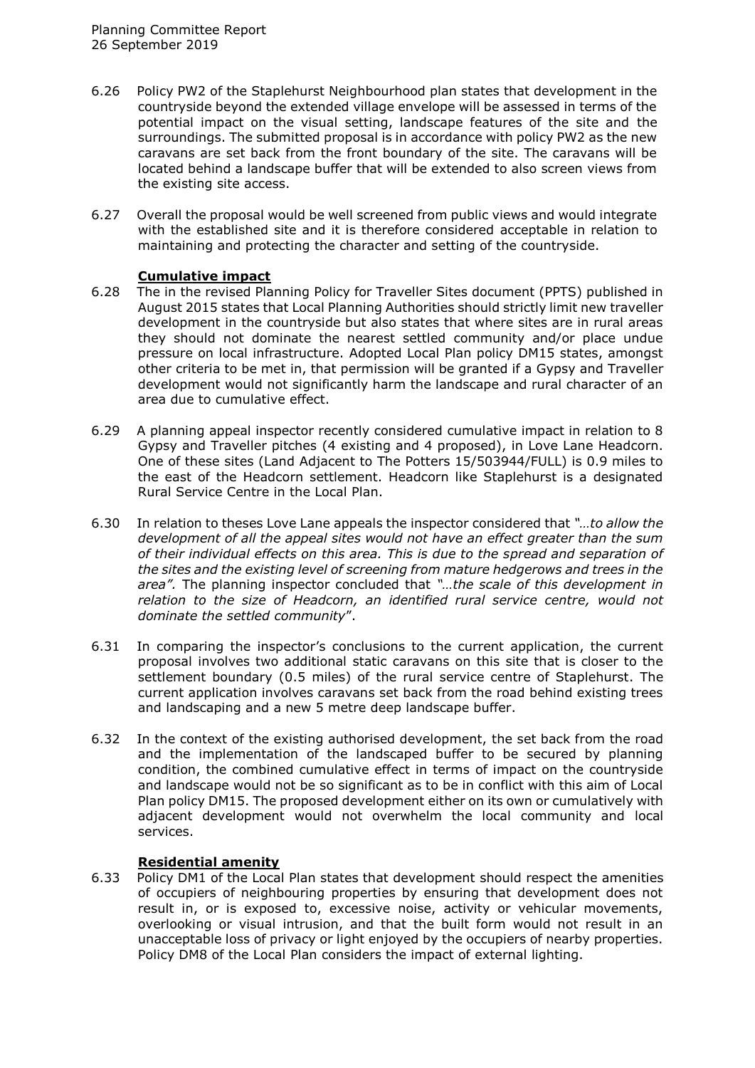6.26 Policy PW2 of the Staplehurst Neighbourhood plan states that development in the countryside beyond the extended village envelope will be assessed in terms of the potential impact on the visual setting, landscape features of the site and the surroundings. The submitted proposal is in accordance with policy PW2 as the new caravans are set back from the front boundary of the site. The caravans will be located behind a landscape buffer that will be extended to also screen views from the existing site access.

6.27 Overall the proposal would be well screened from public views and would integrate with the established site and it is therefore considered acceptable in relation to maintaining and protecting the character and setting of the countryside.

**Cumulative impact**

6.28 The in the revised Planning Policy for Traveller Sites document (PPTS) published in August 2015 states that Local Planning Authorities should strictly limit new traveller development in the countryside but also states that where sites are in rural areas they should not dominate the nearest settled community and/or place undue pressure on local infrastructure. Adopted Local Plan policy DM15 states, amongst other criteria to be met in, that permission will be granted if a Gypsy and Traveller development would not significantly harm the landscape and rural character of an area due to cumulative effect.

6.29 A planning appeal inspector recently considered cumulative impact in relation to 8 Gypsy and Traveller pitches (4 existing and 4 proposed), in Love Lane Headcorn. One of these sites (Land Adjacent to The Potters 15/503944/FULL) is 0.9 miles to the east of the Headcorn settlement. Headcorn like Staplehurst is a designated Rural Service Centre in the Local Plan.

6.30 In relation to theses Love Lane appeals the inspector considered that *"…to allow the development of all the appeal sites would not have an effect greater than the sum of their individual effects on this area. This is due to the spread and separation of the sites and the existing level of screening from mature hedgerows and trees in the area".* The planning inspector concluded that *"…the scale of this development in relation to the size of Headcorn, an identified rural service centre, would not dominate the settled community*".

6.31 In comparing the inspector's conclusions to the current application, the current proposal involves two additional static caravans on this site that is closer to the settlement boundary (0.5 miles) of the rural service centre of Staplehurst. The current application involves caravans set back from the road behind existing trees and landscaping and a new 5 metre deep landscape buffer.

6.32 In the context of the existing authorised development, the set back from the road and the implementation of the landscaped buffer to be secured by planning condition, the combined cumulative effect in terms of impact on the countryside and landscape would not be so significant as to be in conflict with this aim of Local Plan policy DM15. The proposed development either on its own or cumulatively with adjacent development would not overwhelm the local community and local services.

**Residential amenity**

6.33 Policy DM1 of the Local Plan states that development should respect the amenities of occupiers of neighbouring properties by ensuring that development does not result in, or is exposed to, excessive noise, activity or vehicular movements, overlooking or visual intrusion, and that the built form would not result in an unacceptable loss of privacy or light enjoyed by the occupiers of nearby properties. Policy DM8 of the Local Plan considers the impact of external lighting.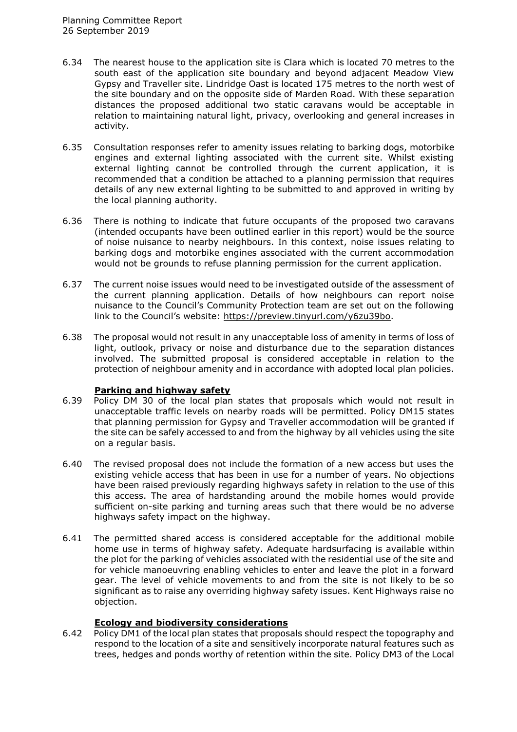6.34 The nearest house to the application site is Clara which is located 70 metres to the south east of the application site boundary and beyond adjacent Meadow View Gypsy and Traveller site. Lindridge Oast is located 175 metres to the north west of the site boundary and on the opposite side of Marden Road. With these separation distances the proposed additional two static caravans would be acceptable in relation to maintaining natural light, privacy, overlooking and general increases in activity.

6.35 Consultation responses refer to amenity issues relating to barking dogs, motorbike engines and external lighting associated with the current site. Whilst existing external lighting cannot be controlled through the current application, it is recommended that a condition be attached to a planning permission that requires details of any new external lighting to be submitted to and approved in writing by the local planning authority.

6.36 There is nothing to indicate that future occupants of the proposed two caravans (intended occupants have been outlined earlier in this report) would be the source of noise nuisance to nearby neighbours. In this context, noise issues relating to barking dogs and motorbike engines associated with the current accommodation would not be grounds to refuse planning permission for the current application.

6.37 The current noise issues would need to be investigated outside of the assessment of the current planning application. Details of how neighbours can report noise nuisance to the Council's Community Protection team are set out on the following link to the Council's website: https://preview.tinyurl.com/y6zu39bo.

6.38 The proposal would not result in any unacceptable loss of amenity in terms of loss of light, outlook, privacy or noise and disturbance due to the separation distances involved. The submitted proposal is considered acceptable in relation to the protection of neighbour amenity and in accordance with adopted local plan policies.

**Parking and highway safety**

6.39 Policy DM 30 of the local plan states that proposals which would not result in unacceptable traffic levels on nearby roads will be permitted. Policy DM15 states that planning permission for Gypsy and Traveller accommodation will be granted if the site can be safely accessed to and from the highway by all vehicles using the site on a regular basis.

6.40 The revised proposal does not include the formation of a new access but uses the existing vehicle access that has been in use for a number of years. No objections have been raised previously regarding highways safety in relation to the use of this this access. The area of hardstanding around the mobile homes would provide sufficient on-site parking and turning areas such that there would be no adverse highways safety impact on the highway.

6.41 The permitted shared access is considered acceptable for the additional mobile home use in terms of highway safety. Adequate hardsurfacing is available within the plot for the parking of vehicles associated with the residential use of the site and for vehicle manoeuvring enabling vehicles to enter and leave the plot in a forward gear. The level of vehicle movements to and from the site is not likely to be so significant as to raise any overriding highway safety issues. Kent Highways raise no objection.

**Ecology and biodiversity considerations**

6.42 Policy DM1 of the local plan states that proposals should respect the topography and respond to the location of a site and sensitively incorporate natural features such as trees, hedges and ponds worthy of retention within the site. Policy DM3 of the Local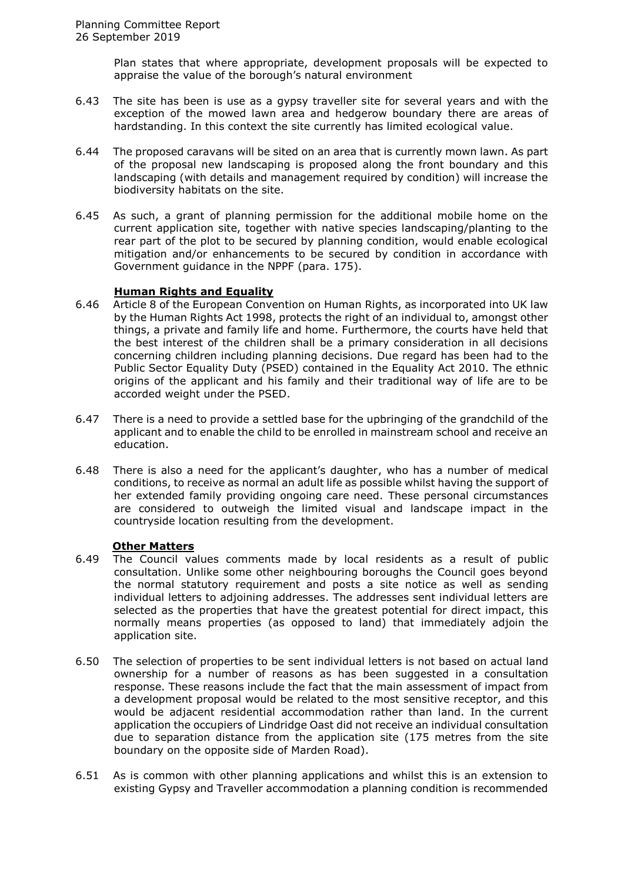Plan states that where appropriate, development proposals will be expected to appraise the value of the borough's natural environment

6.43 The site has been is use as a gypsy traveller site for several years and with the exception of the mowed lawn area and hedgerow boundary there are areas of hardstanding. In this context the site currently has limited ecological value.

6.44 The proposed caravans will be sited on an area that is currently mown lawn. As part of the proposal new landscaping is proposed along the front boundary and this landscaping (with details and management required by condition) will increase the biodiversity habitats on the site.

6.45 As such, a grant of planning permission for the additional mobile home on the current application site, together with native species landscaping/planting to the rear part of the plot to be secured by planning condition, would enable ecological mitigation and/or enhancements to be secured by condition in accordance with Government guidance in the NPPF (para. 175).

**Human Rights and Equality**

6.46 Article 8 of the European Convention on Human Rights, as incorporated into UK law by the Human Rights Act 1998, protects the right of an individual to, amongst other things, a private and family life and home. Furthermore, the courts have held that the best interest of the children shall be a primary consideration in all decisions concerning children including planning decisions. Due regard has been had to the Public Sector Equality Duty (PSED) contained in the Equality Act 2010. The ethnic origins of the applicant and his family and their traditional way of life are to be accorded weight under the PSED.

6.47 There is a need to provide a settled base for the upbringing of the grandchild of the applicant and to enable the child to be enrolled in mainstream school and receive an education.

6.48 There is also a need for the applicant's daughter, who has a number of medical conditions, to receive as normal an adult life as possible whilst having the support of her extended family providing ongoing care need. These personal circumstances are considered to outweigh the limited visual and landscape impact in the countryside location resulting from the development.

**Other Matters**

6.49 The Council values comments made by local residents as a result of public consultation. Unlike some other neighbouring boroughs the Council goes beyond the normal statutory requirement and posts a site notice as well as sending individual letters to adjoining addresses. The addresses sent individual letters are selected as the properties that have the greatest potential for direct impact, this normally means properties (as opposed to land) that immediately adjoin the application site.

6.50 The selection of properties to be sent individual letters is not based on actual land ownership for a number of reasons as has been suggested in a consultation response. These reasons include the fact that the main assessment of impact from a development proposal would be related to the most sensitive receptor, and this would be adjacent residential accommodation rather than land. In the current application the occupiers of Lindridge Oast did not receive an individual consultation due to separation distance from the application site (175 metres from the site boundary on the opposite side of Marden Road).

6.51 As is common with other planning applications and whilst this is an extension to existing Gypsy and Traveller accommodation a planning condition is recommended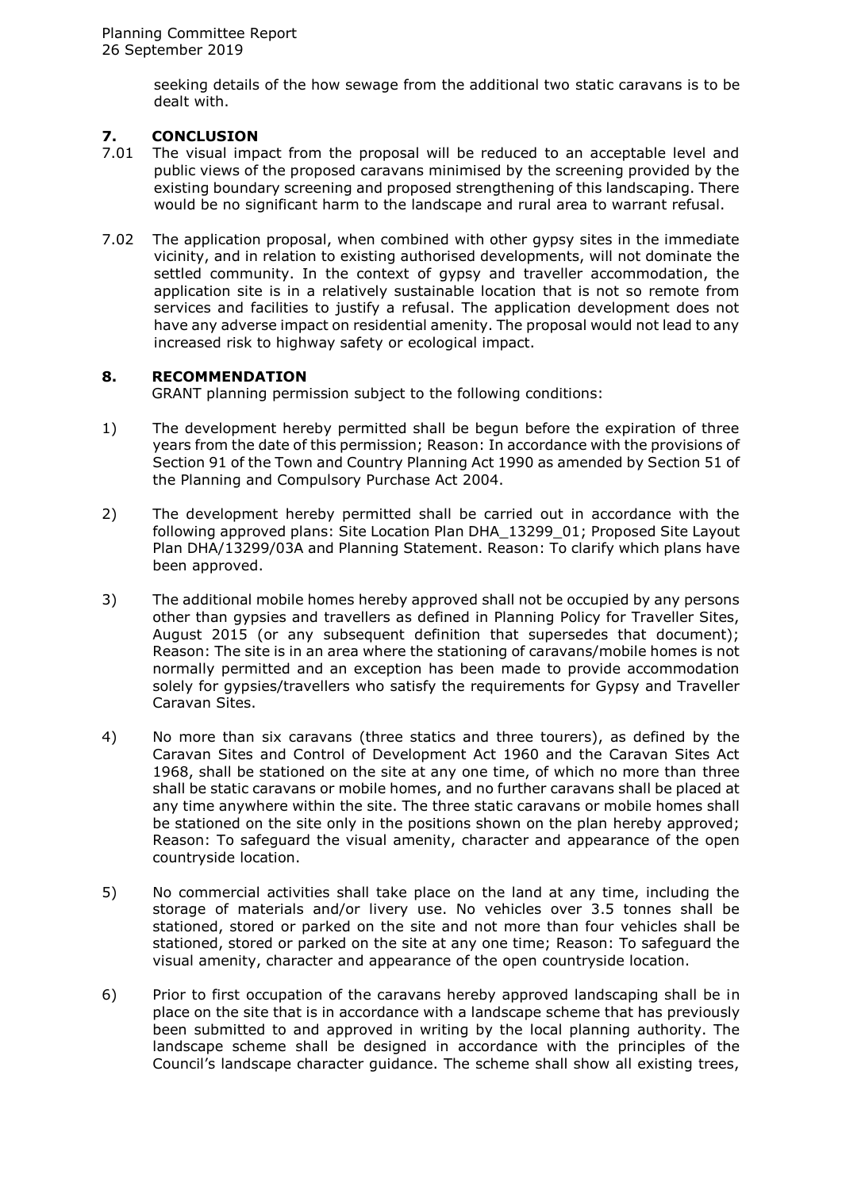seeking details of the how sewage from the additional two static caravans is to be dealt with.

## 7. CONCLUSION

7.01 The visual impact from the proposal will be reduced to an acceptable level and public views of the proposed caravans minimised by the screening provided by the existing boundary screening and proposed strengthening of this landscaping. There would be no significant harm to the landscape and rural area to warrant refusal.

7.02 The application proposal, when combined with other gypsy sites in the immediate vicinity, and in relation to existing authorised developments, will not dominate the settled community. In the context of gypsy and traveller accommodation, the application site is in a relatively sustainable location that is not so remote from services and facilities to justify a refusal. The application development does not have any adverse impact on residential amenity. The proposal would not lead to any increased risk to highway safety or ecological impact.

## 8. RECOMMENDATION

GRANT planning permission subject to the following conditions:

1) The development hereby permitted shall be begun before the expiration of three years from the date of this permission; Reason: In accordance with the provisions of Section 91 of the Town and Country Planning Act 1990 as amended by Section 51 of the Planning and Compulsory Purchase Act 2004.

2) The development hereby permitted shall be carried out in accordance with the following approved plans: Site Location Plan DHA_13299_01; Proposed Site Layout Plan DHA/13299/03A and Planning Statement. Reason: To clarify which plans have been approved.

3) The additional mobile homes hereby approved shall not be occupied by any persons other than gypsies and travellers as defined in Planning Policy for Traveller Sites, August 2015 (or any subsequent definition that supersedes that document); Reason: The site is in an area where the stationing of caravans/mobile homes is not normally permitted and an exception has been made to provide accommodation solely for gypsies/travellers who satisfy the requirements for Gypsy and Traveller Caravan Sites.

4) No more than six caravans (three statics and three tourers), as defined by the Caravan Sites and Control of Development Act 1960 and the Caravan Sites Act 1968, shall be stationed on the site at any one time, of which no more than three shall be static caravans or mobile homes, and no further caravans shall be placed at any time anywhere within the site. The three static caravans or mobile homes shall be stationed on the site only in the positions shown on the plan hereby approved; Reason: To safeguard the visual amenity, character and appearance of the open countryside location.

5) No commercial activities shall take place on the land at any time, including the storage of materials and/or livery use. No vehicles over 3.5 tonnes shall be stationed, stored or parked on the site and not more than four vehicles shall be stationed, stored or parked on the site at any one time; Reason: To safeguard the visual amenity, character and appearance of the open countryside location.

6) Prior to first occupation of the caravans hereby approved landscaping shall be in place on the site that is in accordance with a landscape scheme that has previously been submitted to and approved in writing by the local planning authority. The landscape scheme shall be designed in accordance with the principles of the Council's landscape character guidance. The scheme shall show all existing trees,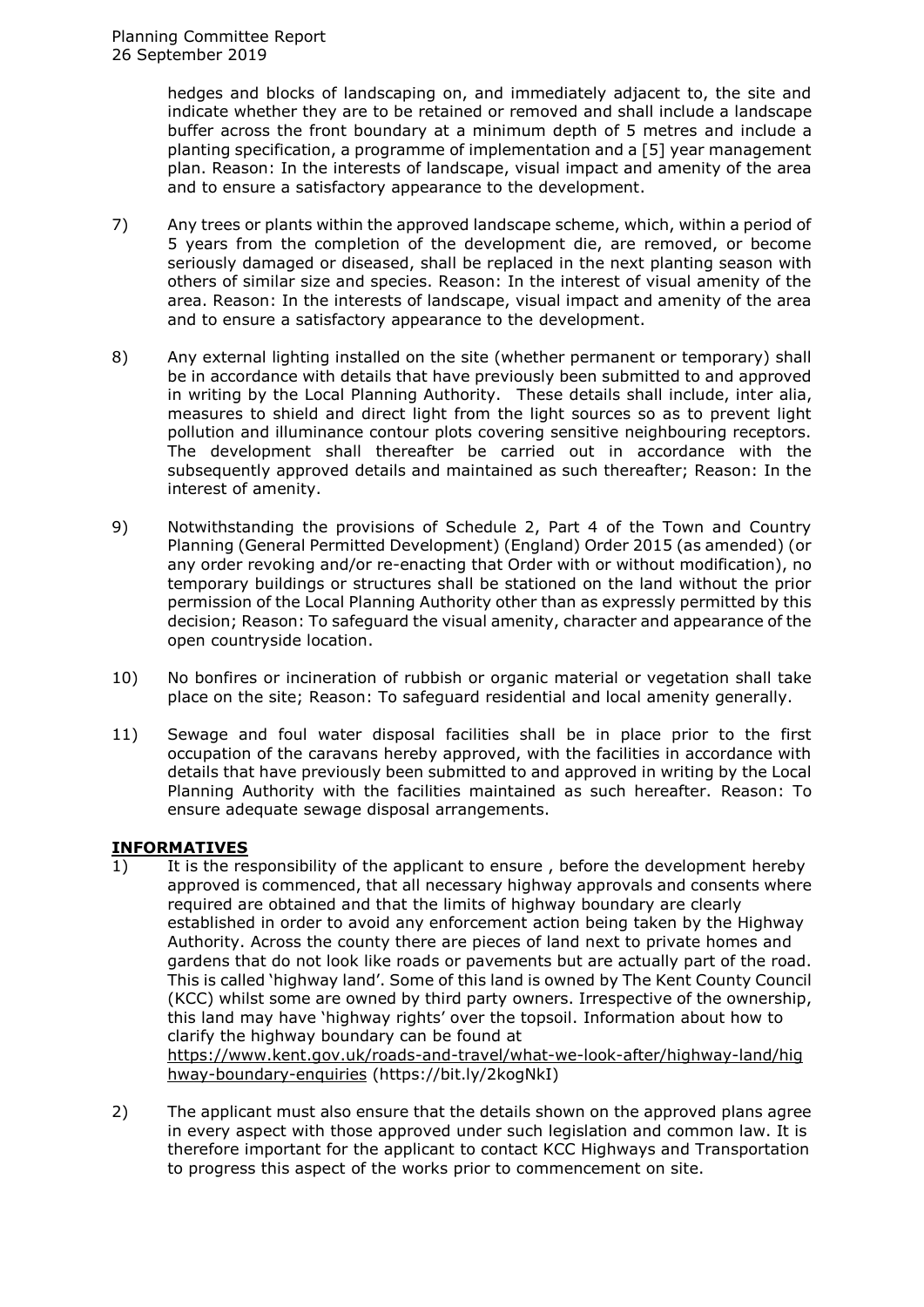hedges and blocks of landscaping on, and immediately adjacent to, the site and indicate whether they are to be retained or removed and shall include a landscape buffer across the front boundary at a minimum depth of 5 metres and include a planting specification, a programme of implementation and a [5] year management plan. Reason: In the interests of landscape, visual impact and amenity of the area and to ensure a satisfactory appearance to the development.

7) Any trees or plants within the approved landscape scheme, which, within a period of 5 years from the completion of the development die, are removed, or become seriously damaged or diseased, shall be replaced in the next planting season with others of similar size and species. Reason: In the interest of visual amenity of the area. Reason: In the interests of landscape, visual impact and amenity of the area and to ensure a satisfactory appearance to the development.

8) Any external lighting installed on the site (whether permanent or temporary) shall be in accordance with details that have previously been submitted to and approved in writing by the Local Planning Authority. These details shall include, inter alia, measures to shield and direct light from the light sources so as to prevent light pollution and illuminance contour plots covering sensitive neighbouring receptors. The development shall thereafter be carried out in accordance with the subsequently approved details and maintained as such thereafter; Reason: In the interest of amenity.

9) Notwithstanding the provisions of Schedule 2, Part 4 of the Town and Country Planning (General Permitted Development) (England) Order 2015 (as amended) (or any order revoking and/or re-enacting that Order with or without modification), no temporary buildings or structures shall be stationed on the land without the prior permission of the Local Planning Authority other than as expressly permitted by this decision; Reason: To safeguard the visual amenity, character and appearance of the open countryside location.

10) No bonfires or incineration of rubbish or organic material or vegetation shall take place on the site; Reason: To safeguard residential and local amenity generally.

11) Sewage and foul water disposal facilities shall be in place prior to the first occupation of the caravans hereby approved, with the facilities in accordance with details that have previously been submitted to and approved in writing by the Local Planning Authority with the facilities maintained as such hereafter. Reason: To ensure adequate sewage disposal arrangements.

## INFORMATIVES

1) It is the responsibility of the applicant to ensure , before the development hereby approved is commenced, that all necessary highway approvals and consents where required are obtained and that the limits of highway boundary are clearly established in order to avoid any enforcement action being taken by the Highway Authority. Across the county there are pieces of land next to private homes and gardens that do not look like roads or pavements but are actually part of the road. This is called 'highway land'. Some of this land is owned by The Kent County Council (KCC) whilst some are owned by third party owners. Irrespective of the ownership, this land may have 'highway rights' over the topsoil. Information about how to clarify the highway boundary can be found at https://www.kent.gov.uk/roads-and-travel/what-we-look-after/highway-land/highway-boundary-enquiries (https://bit.ly/2kogNkI)

2) The applicant must also ensure that the details shown on the approved plans agree in every aspect with those approved under such legislation and common law. It is therefore important for the applicant to contact KCC Highways and Transportation to progress this aspect of the works prior to commencement on site.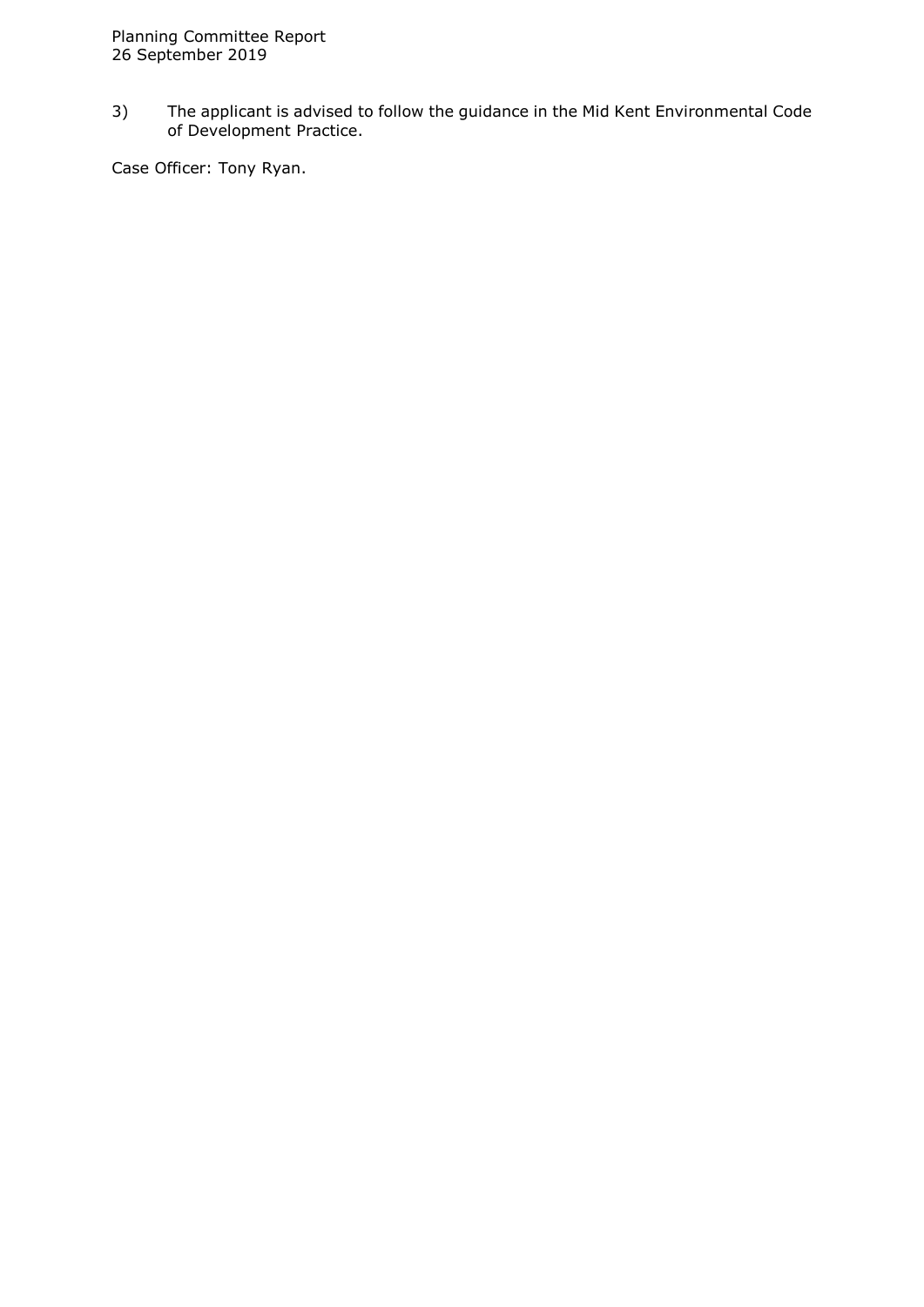3) The applicant is advised to follow the guidance in the Mid Kent Environmental Code of Development Practice.

Case Officer: Tony Ryan.